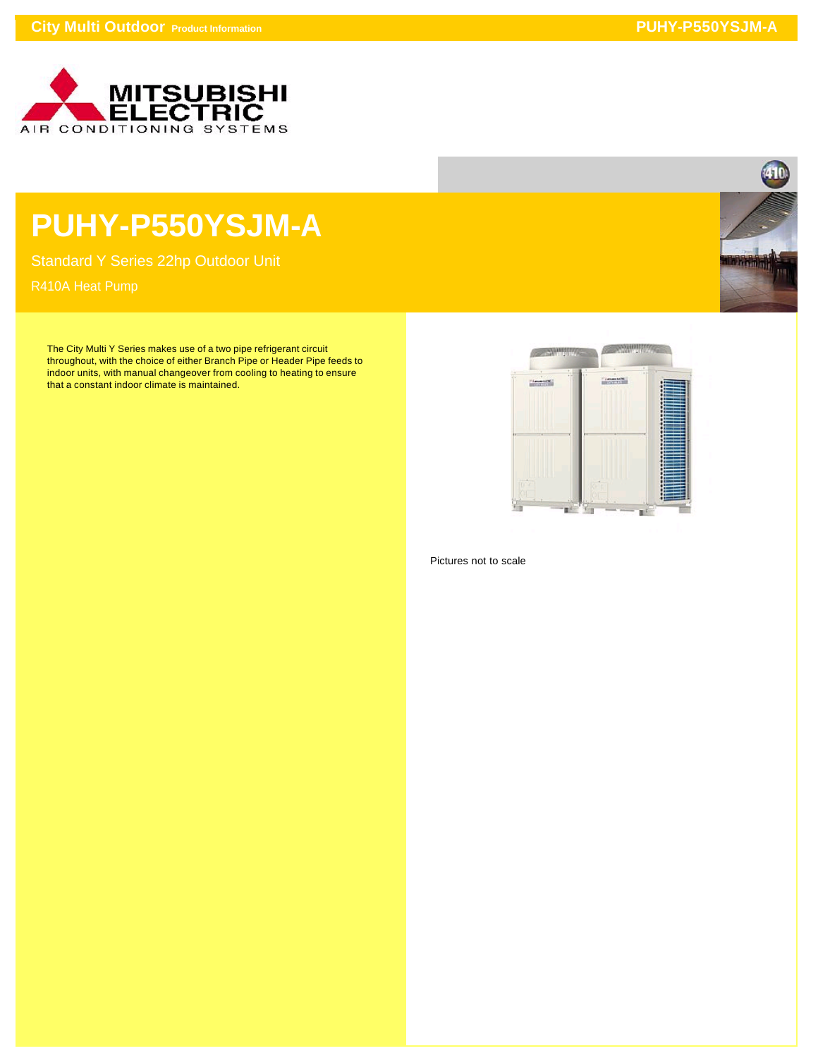# PUHY-P550YSJM-A

Standard Y Series 22hp Outdoor Unit

R410A Heat Pump

The City Multi Y Series makes use of a two pipe refrigerant circuit throughout, with the choice of either Branch Pipe or Header Pipe feeds to indoor units, with manual changeover from cooling to heating to ensure that a constant indoor climate is maintained.

Pictures not to scale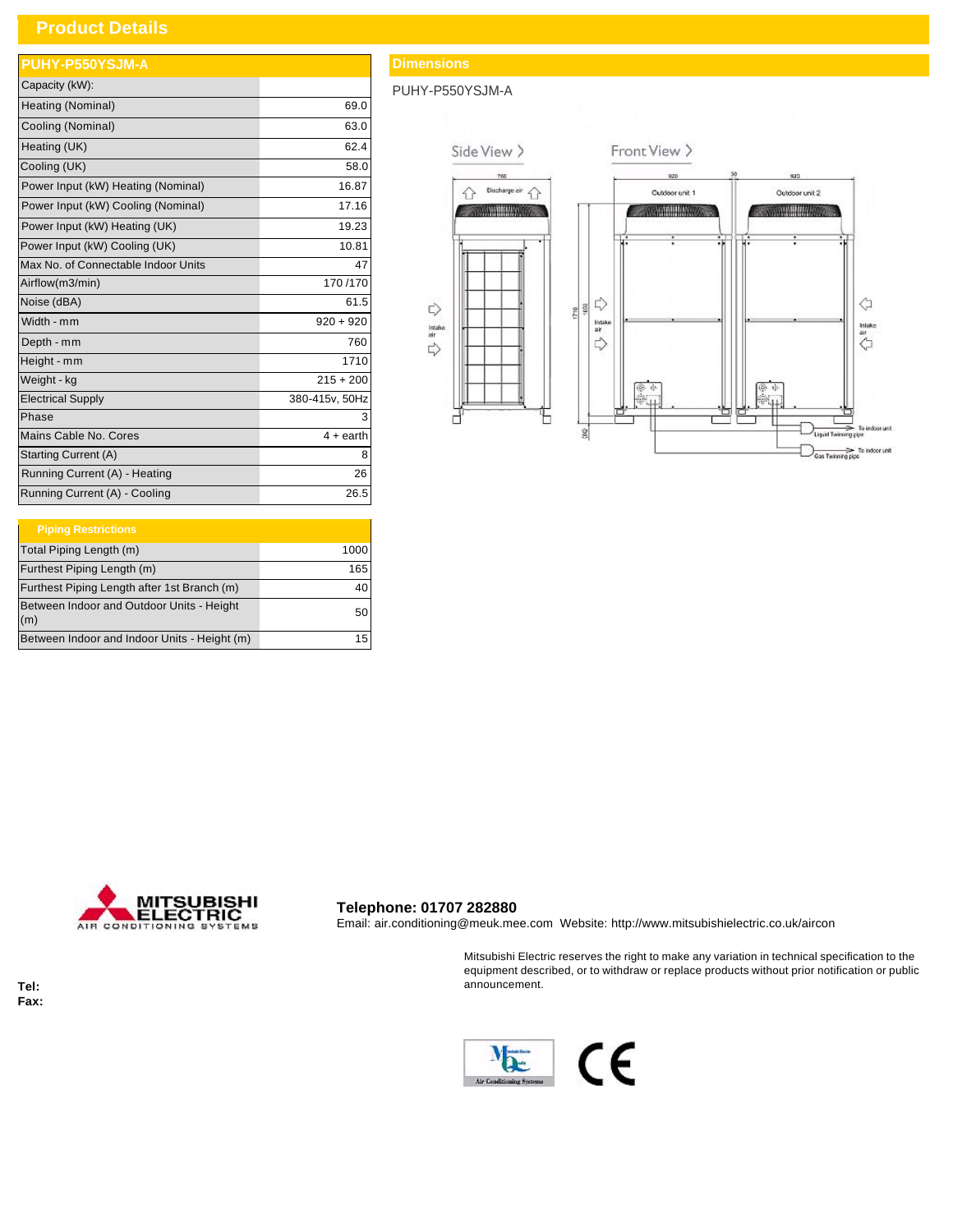## Product Details

| PUHY-P550YSJM-A | |
|---|---|
| Capacity (kW): | |
| Heating (Nominal) | 69.0 |
| Cooling (Nominal) | 63.0 |
| Heating (UK) | 62.4 |
| Cooling (UK) | 58.0 |
| Power Input (kW) Heating (Nominal) | 16.87 |
| Power Input (kW) Cooling (Nominal) | 17.16 |
| Power Input (kW) Heating (UK) | 19.23 |
| Power Input (kW) Cooling (UK) | 10.81 |
| Max No. of Connectable Indoor Units | 47 |
| Airflow(m3/min) | 170 /170 |
| Noise (dBA) | 61.5 |
| Width - mm | 920 + 920 |
| Depth - mm | 760 |
| Height - mm | 1710 |
| Weight - kg | 215 + 200 |
| Electrical Supply | 380-415v, 50Hz |
| Phase | 3 |
| Mains Cable No. Cores | 4 + earth |
| Starting Current (A) | 8 |
| Running Current (A) - Heating | 26 |
| Running Current (A) - Cooling | 26.5 |

| Piping Restrictions | |
|---|---|
| Total Piping Length (m) | 1000 |
| Furthest Piping Length (m) | 165 |
| Furthest Piping Length after 1st Branch (m) | 40 |
| Between Indoor and Outdoor Units - Height (m) | 50 |
| Between Indoor and Indoor Units - Height (m) | 15 |

### Dimensions

PUHY-P550YSJM-A

Side View
Front View
760
920
30
920
Discharge air
Outdoor unit 1
Outdoor unit 2
Intake air
Intake air
Intake air
1710
1650
(60)
To indoor unit
Liquid Twinning pipe
To indoor unit
Gas Twinning pipe

**Telephone: 01707 282880**
Email: air.conditioning@meuk.mee.com Website: http://www.mitsubishielectric.co.uk/aircon

Mitsubishi Electric reserves the right to make any variation in technical specification to the equipment described, or to withdraw or replace products without prior notification or public announcement.

**Tel:**
**Fax:**